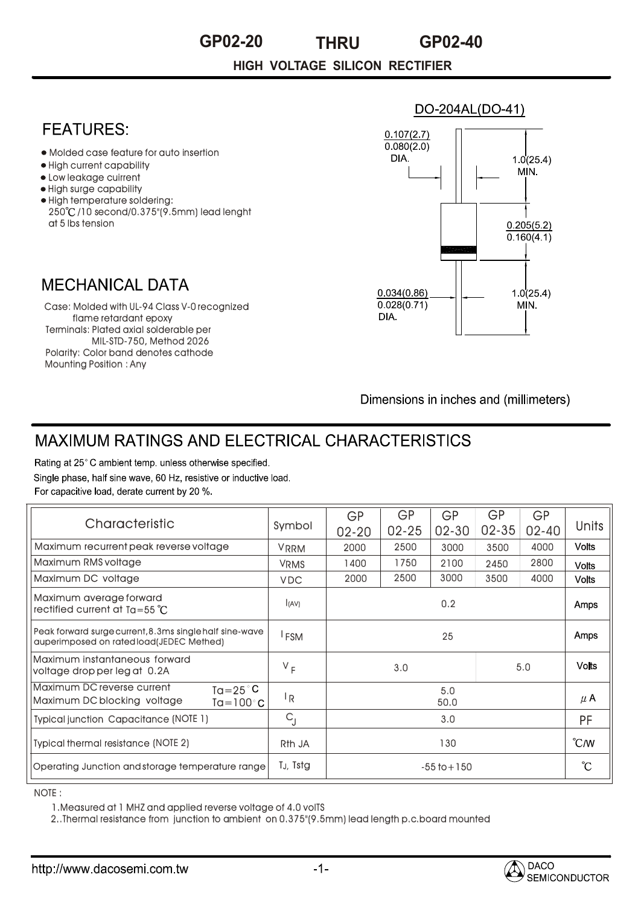# GP02-20 THRU GP02-40

## HIGH VOLTAGE SILICON RECTIFIER

## FEATURES:

- Molded case feature for auto insertion
- High current capability
- Low leakage cuirrent
- High surge capability
- High temperature soldering: 250℃/10 second/0.375"(9.5mm) lead lenght at 5 lbs tension

## MECHANICAL DATA

Case: Molded with UL-94 Class V-0 recognized flame retardant epoxy
Terminals: Plated axial solderable per MIL-STD-750, Method 2026
Polarity: Color band denotes cathode
Mounting Position : Any

DO-204AL(DO-41)

0.107(2.7)
0.080(2.0)
DIA.

1.0(25.4)
MIN.

0.205(5.2)
0.160(4.1)

0.034(0.86)
0.028(0.71)
DIA.

1.0(25.4)
MIN.

Dimensions in inches and (millimeters)

## MAXIMUM RATINGS AND ELECTRICAL CHARACTERISTICS

Rating at 25° C ambient temp. unless otherwise specified.
Single phase, half sine wave, 60 Hz, resistive or inductive load.
For capacitive load, derate current by 20 %.

| Characteristic | Symbol | GP 02-20 | GP 02-25 | GP 02-30 | GP 02-35 | GP 02-40 | Units |
|---|---|---|---|---|---|---|---|
| Maximum recurrent peak reverse voltage | $V_{RRM}$ | 2000 | 2500 | 3000 | 3500 | 4000 | Volts |
| Maximum RMS voltage | $V_{RMS}$ | 1400 | 1750 | 2100 | 2450 | 2800 | Volts |
| Maximum DC voltage | $V_{DC}$ | 2000 | 2500 | 3000 | 3500 | 4000 | Volts |
| Maximum average forward rectified current at Ta=55 ℃ | $I_{(AV)}$ | 0.2 | | | | | Amps |
| Peak forward surge current,8.3ms single half sine-wave auperimposed on rated load(JEDEC Methed) | $I_{FSM}$ | 25 | | | | | Amps |
| Maximum instantaneous forward voltage drop per leg at 0.2A | $V_F$ | 3.0 | | | 5.0 | | Volts |
| Maximum DC reverse current Ta=25°C / Maximum DC blocking voltage Ta=100°C | $I_R$ | 5.0 / 50.0 | | | | | μA |
| Typical junction Capacitance (NOTE 1) | $C_J$ | 3.0 | | | | | PF |
| Typical thermal resistance (NOTE 2) | Rth JA | 130 | | | | | ℃/W |
| Operating Junction and storage temperature range | $T_J$, Tstg | -55 to+150 | | | | | ℃ |

NOTE :

1. Measured at 1 MHZ and applied reverse voltage of 4.0 volTS
2. Thermal resistance from junction to ambient on 0.375"(9.5mm) lead length p.c.board mounted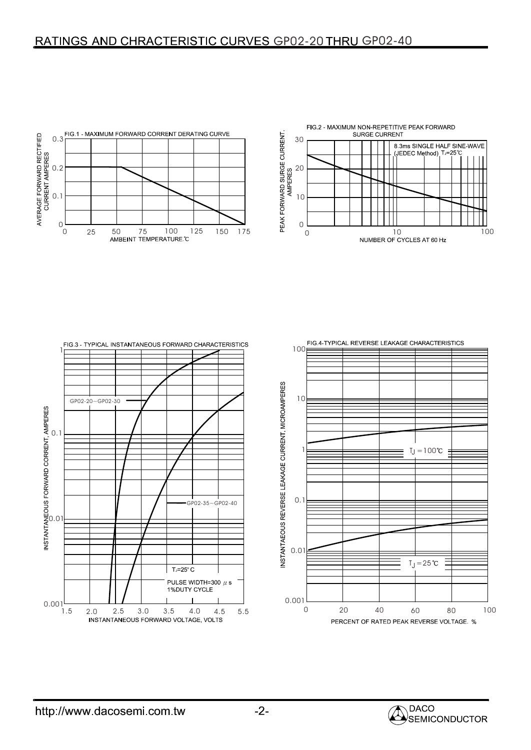# RATINGS AND CHRACTERISTIC CURVES GP02-20 THRU GP02-40

FIG.1 - MAXIMUM FORWARD CORRENT DERATING CURVE

AVERAGE FORWARD RECTIFIED CURRENT AMPERES

0.3
0.2
0.1
0

0 25 50 75 100 125 150 175

AMBEINT TEMPERATURE.℃

FIG.2 - MAXIMUM NON-REPETITIVE PEAK FORWARD SURGE CURRENT

PEAK FORWARD SURGE CURRENT. AMPERES

30
20
10
0

8.3ms SINGLE HALF SINE-WAVE (JEDEC Method) $T_J$=25℃

0 10 100

NUMBER OF CYCLES AT 60 Hz

FIG.3 - TYPICAL INSTANTANEOUS FORWARD CHARACTERISTICS

INSTANTANEOUS FORWARD CORRENT, AMPERES

1
0.1
0.01
0.001

GP02-20~GP02-30

GP02-35~GP02-40

$T_J$=25° C

PULSE WIDTH=300 $\mu$ s
1%DUTY CYCLE

1.5 2.0 2.5 3.0 3.5 4.0 4.5 5.5

INSTANTANEOUS FORWARD VOLTAGE, VOLTS

FIG.4-TYPICAL REVERSE LEAKAGE CHARACTERISTICS

INSTANTAEOUS REVERSE LEAKAGE CURRENT, MICROAMPERES

100
10
1
0.1
0.01
0.001

$T_J$ =100℃

$T_J$ =25℃

0 20 40 60 80 100

PERCENT OF RATED PEAK REVERSE VOLTAGE. %

http://www.dacosemi.com.tw

DACO SEMICONDUCTOR